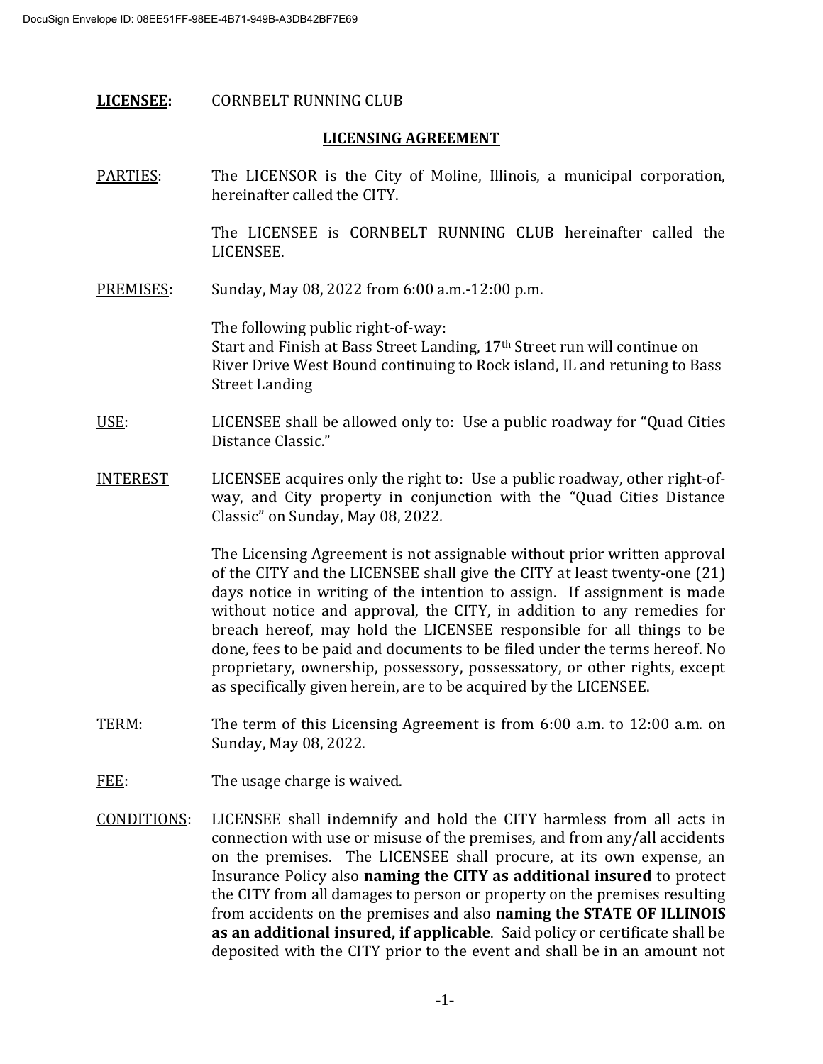DocuSign Envelope ID: 08EE51FF-98EE-4B71-949B-A3DB42BF7E69

**LICENSEE:** CORNBELT RUNNING CLUB

## LICENSING AGREEMENT

PARTIES: The LICENSOR is the City of Moline, Illinois, a municipal corporation, hereinafter called the CITY.

The LICENSEE is CORNBELT RUNNING CLUB hereinafter called the LICENSEE.

PREMISES: Sunday, May 08, 2022 from 6:00 a.m.-12:00 p.m.

The following public right-of-way:
Start and Finish at Bass Street Landing, 17th Street run will continue on River Drive West Bound continuing to Rock island, IL and retuning to Bass Street Landing

USE: LICENSEE shall be allowed only to: Use a public roadway for "Quad Cities Distance Classic."

INTEREST LICENSEE acquires only the right to: Use a public roadway, other right-of-way, and City property in conjunction with the "Quad Cities Distance Classic" on Sunday, May 08, 2022.

The Licensing Agreement is not assignable without prior written approval of the CITY and the LICENSEE shall give the CITY at least twenty-one (21) days notice in writing of the intention to assign. If assignment is made without notice and approval, the CITY, in addition to any remedies for breach hereof, may hold the LICENSEE responsible for all things to be done, fees to be paid and documents to be filed under the terms hereof. No proprietary, ownership, possessory, possessatory, or other rights, except as specifically given herein, are to be acquired by the LICENSEE.

TERM: The term of this Licensing Agreement is from 6:00 a.m. to 12:00 a.m. on Sunday, May 08, 2022.

FEE: The usage charge is waived.

CONDITIONS: LICENSEE shall indemnify and hold the CITY harmless from all acts in connection with use or misuse of the premises, and from any/all accidents on the premises. The LICENSEE shall procure, at its own expense, an Insurance Policy also **naming the CITY as additional insured** to protect the CITY from all damages to person or property on the premises resulting from accidents on the premises and also **naming the STATE OF ILLINOIS as an additional insured, if applicable**. Said policy or certificate shall be deposited with the CITY prior to the event and shall be in an amount not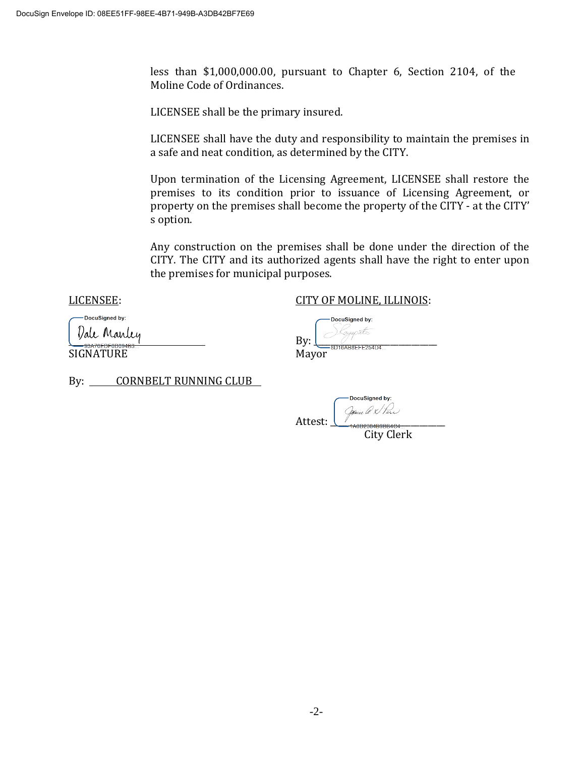less than $1,000,000.00, pursuant to Chapter 6, Section 2104, of the Moline Code of Ordinances.

LICENSEE shall be the primary insured.

LICENSEE shall have the duty and responsibility to maintain the premises in a safe and neat condition, as determined by the CITY.

Upon termination of the Licensing Agreement, LICENSEE shall restore the premises to its condition prior to issuance of Licensing Agreement, or property on the premises shall become the property of the CITY - at the CITY's option.

Any construction on the premises shall be done under the direction of the CITY. The CITY and its authorized agents shall have the right to enter upon the premises for municipal purposes.

LICENSEE:

DocuSigned by:
Dale Manley
93A70EDF8D994B3...
SIGNATURE

By: CORNBELT RUNNING CLUB

CITY OF MOLINE, ILLINOIS:

DocuSigned by:
By: ______________________
8D16AB8EFE254D4...
Mayor

DocuSigned by:
Attest: ______________________
1A0D23D4B3BB4C4...
City Clerk